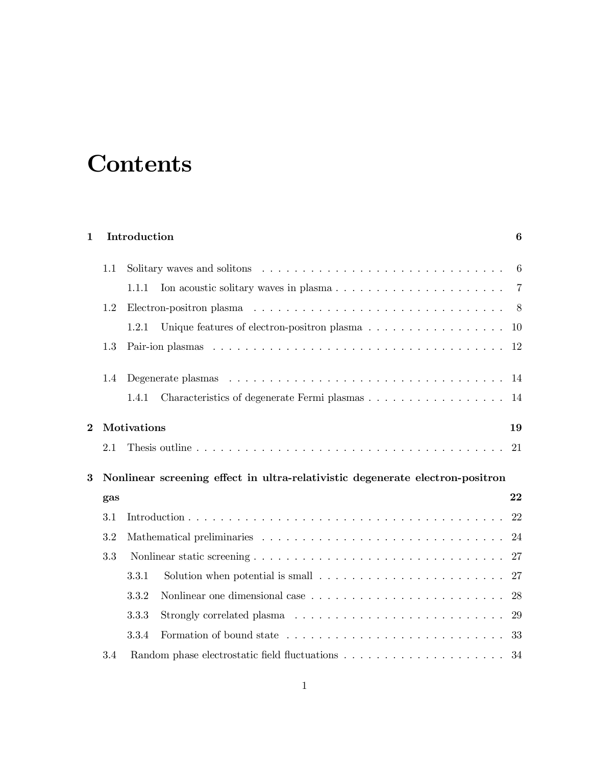# Contents

**1 Introduction** **6**

- 1.1 Solitary waves and solitons . . . . . . . . . . . . . . . . . . . . . . . . . . . . . . . 6
  - 1.1.1 Ion acoustic solitary waves in plasma . . . . . . . . . . . . . . . . . . . . 7
- 1.2 Electron-positron plasma . . . . . . . . . . . . . . . . . . . . . . . . . . . . . . . 8
  - 1.2.1 Unique features of electron-positron plasma . . . . . . . . . . . . . . . . . 10
- 1.3 Pair-ion plasmas . . . . . . . . . . . . . . . . . . . . . . . . . . . . . . . . . . . 12
- 1.4 Degenerate plasmas . . . . . . . . . . . . . . . . . . . . . . . . . . . . . . . . . 14
  - 1.4.1 Characteristics of degenerate Fermi plasmas . . . . . . . . . . . . . . . . . 14

**2 Motivations** **19**

- 2.1 Thesis outline . . . . . . . . . . . . . . . . . . . . . . . . . . . . . . . . . . . . 21

**3 Nonlinear screening effect in ultra-relativistic degenerate electron-positron gas** **22**

- 3.1 Introduction . . . . . . . . . . . . . . . . . . . . . . . . . . . . . . . . . . . . . 22
- 3.2 Mathematical preliminaries . . . . . . . . . . . . . . . . . . . . . . . . . . . . . 24
- 3.3 Nonlinear static screening . . . . . . . . . . . . . . . . . . . . . . . . . . . . . . 27
  - 3.3.1 Solution when potential is small . . . . . . . . . . . . . . . . . . . . . . . 27
  - 3.3.2 Nonlinear one dimensional case . . . . . . . . . . . . . . . . . . . . . . . 28
  - 3.3.3 Strongly correlated plasma . . . . . . . . . . . . . . . . . . . . . . . . . . 29
  - 3.3.4 Formation of bound state . . . . . . . . . . . . . . . . . . . . . . . . . . . 33
- 3.4 Random phase electrostatic field fluctuations . . . . . . . . . . . . . . . . . . . . 34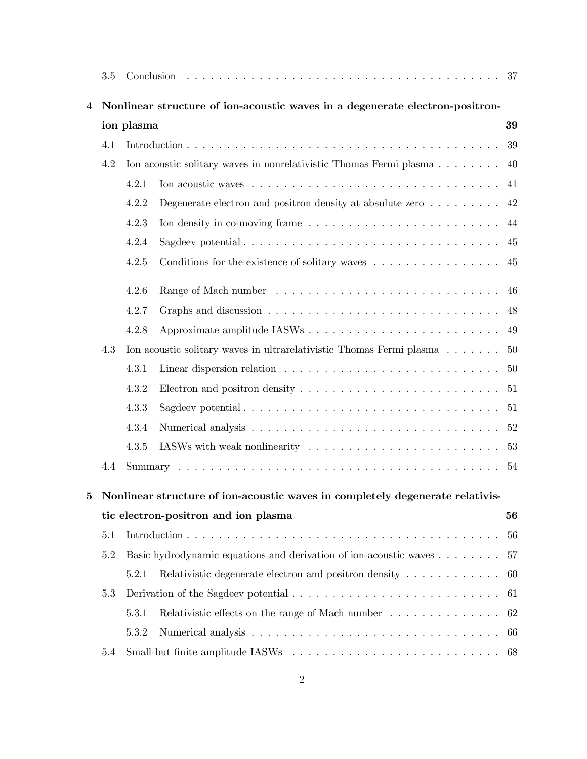3.5 Conclusion . . . . . . . . . . . . . . . . . . . . . . . . . . . . . . . . . . . . . . . . . 37

**4 Nonlinear structure of ion-acoustic waves in a degenerate electron-positron-ion plasma 39**

4.1 Introduction . . . . . . . . . . . . . . . . . . . . . . . . . . . . . . . . . . . . . . . . . 39

4.2 Ion acoustic solitary waves in nonrelativistic Thomas Fermi plasma . . . . . . . . 40

4.2.1 Ion acoustic waves . . . . . . . . . . . . . . . . . . . . . . . . . . . . . . . . 41

4.2.2 Degenerate electron and positron density at absulute zero . . . . . . . . . 42

4.2.3 Ion density in co-moving frame . . . . . . . . . . . . . . . . . . . . . . . . 44

4.2.4 Sagdeev potential . . . . . . . . . . . . . . . . . . . . . . . . . . . . . . . . . 45

4.2.5 Conditions for the existence of solitary waves . . . . . . . . . . . . . . . . 45

4.2.6 Range of Mach number . . . . . . . . . . . . . . . . . . . . . . . . . . . . . 46

4.2.7 Graphs and discussion . . . . . . . . . . . . . . . . . . . . . . . . . . . . . . 48

4.2.8 Approximate amplitude IASWs . . . . . . . . . . . . . . . . . . . . . . . . . 49

4.3 Ion acoustic solitary waves in ultrarelativistic Thomas Fermi plasma . . . . . . . 50

4.3.1 Linear dispersion relation . . . . . . . . . . . . . . . . . . . . . . . . . . . . 50

4.3.2 Electron and positron density . . . . . . . . . . . . . . . . . . . . . . . . . . 51

4.3.3 Sagdeev potential . . . . . . . . . . . . . . . . . . . . . . . . . . . . . . . . . 51

4.3.4 Numerical analysis . . . . . . . . . . . . . . . . . . . . . . . . . . . . . . . . 52

4.3.5 IASWs with weak nonlinearity . . . . . . . . . . . . . . . . . . . . . . . . . 53

4.4 Summary . . . . . . . . . . . . . . . . . . . . . . . . . . . . . . . . . . . . . . . . . . 54

**5 Nonlinear structure of ion-acoustic waves in completely degenerate relativistic electron-positron and ion plasma 56**

5.1 Introduction . . . . . . . . . . . . . . . . . . . . . . . . . . . . . . . . . . . . . . . . . 56

5.2 Basic hydrodynamic equations and derivation of ion-acoustic waves . . . . . . . . 57

5.2.1 Relativistic degenerate electron and positron density . . . . . . . . . . . . 60

5.3 Derivation of the Sagdeev potential . . . . . . . . . . . . . . . . . . . . . . . . . . . 61

5.3.1 Relativistic effects on the range of Mach number . . . . . . . . . . . . . . 62

5.3.2 Numerical analysis . . . . . . . . . . . . . . . . . . . . . . . . . . . . . . . . 66

5.4 Small-but finite amplitude IASWs . . . . . . . . . . . . . . . . . . . . . . . . . . . 68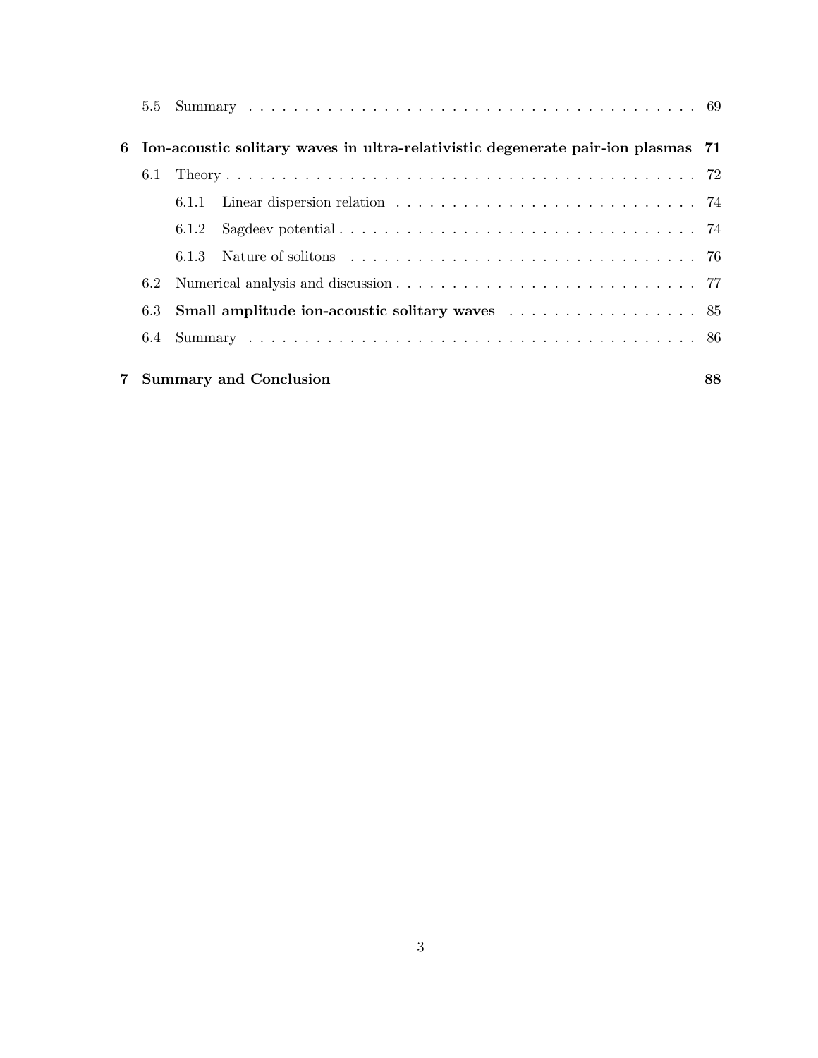5.5 Summary . . . . . . . . . . . . . . . . . . . . . . . . . . . . . . . . . . . . . . . . 69

**6 Ion-acoustic solitary waves in ultra-relativistic degenerate pair-ion plasmas 71**

6.1 Theory . . . . . . . . . . . . . . . . . . . . . . . . . . . . . . . . . . . . . . . . . 72

6.1.1 Linear dispersion relation . . . . . . . . . . . . . . . . . . . . . . . . . . 74

6.1.2 Sagdeev potential . . . . . . . . . . . . . . . . . . . . . . . . . . . . . . 74

6.1.3 Nature of solitons . . . . . . . . . . . . . . . . . . . . . . . . . . . . . . 76

6.2 Numerical analysis and discussion . . . . . . . . . . . . . . . . . . . . . . . . . . 77

6.3 **Small amplitude ion-acoustic solitary waves** . . . . . . . . . . . . . . . . . . 85

6.4 Summary . . . . . . . . . . . . . . . . . . . . . . . . . . . . . . . . . . . . . . . . 86

**7 Summary and Conclusion 88**